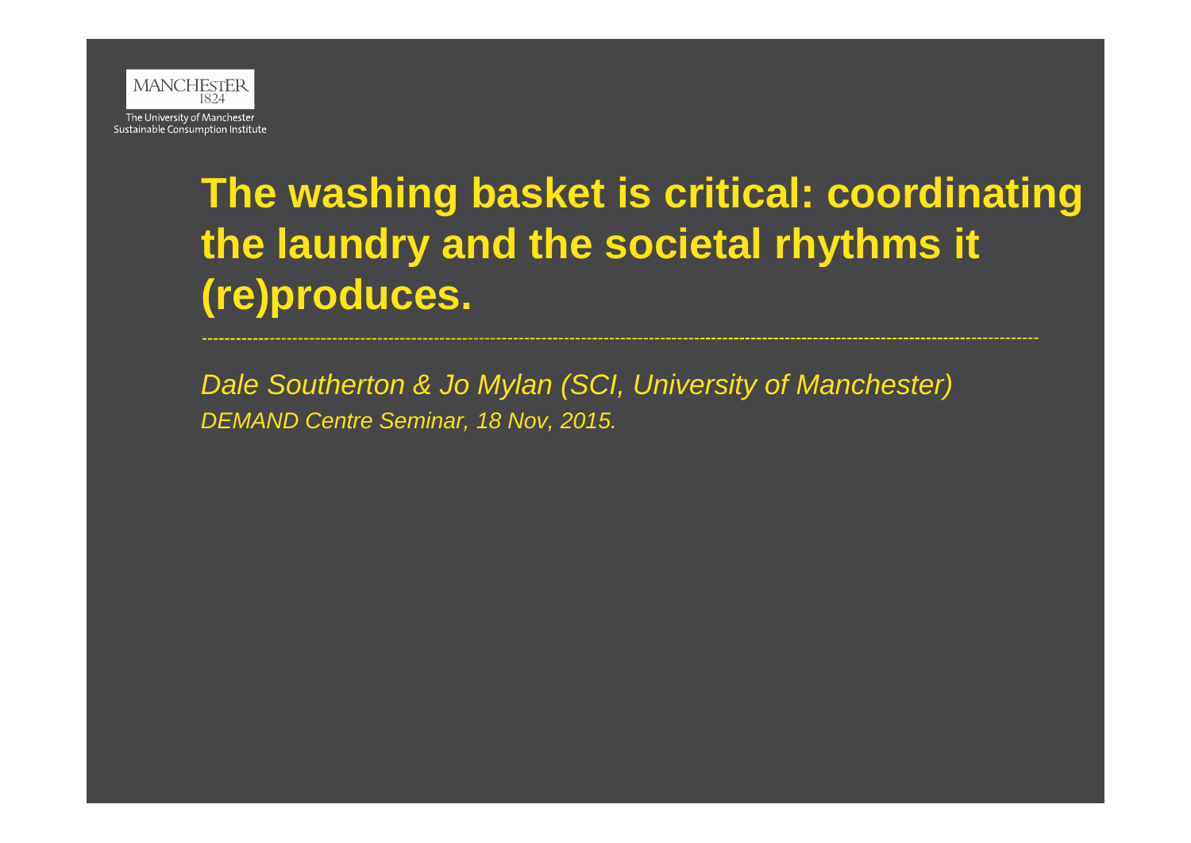MANCHESTER 1824

The University of Manchester
Sustainable Consumption Institute

# The washing basket is critical: coordinating the laundry and the societal rhythms it (re)produces.

*Dale Southerton & Jo Mylan (SCI, University of Manchester)*

*DEMAND Centre Seminar, 18 Nov, 2015.*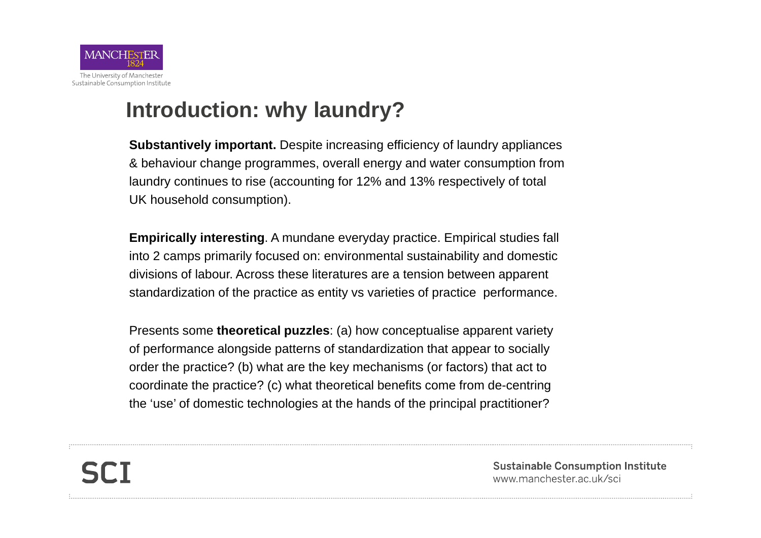# Introduction: why laundry?

**Substantively important.** Despite increasing efficiency of laundry appliances & behaviour change programmes, overall energy and water consumption from laundry continues to rise (accounting for 12% and 13% respectively of total UK household consumption).

**Empirically interesting**. A mundane everyday practice. Empirical studies fall into 2 camps primarily focused on: environmental sustainability and domestic divisions of labour. Across these literatures are a tension between apparent standardization of the practice as entity vs varieties of practice performance.

Presents some **theoretical puzzles**: (a) how conceptualise apparent variety of performance alongside patterns of standardization that appear to socially order the practice? (b) what are the key mechanisms (or factors) that act to coordinate the practice? (c) what theoretical benefits come from de-centring the 'use' of domestic technologies at the hands of the principal practitioner?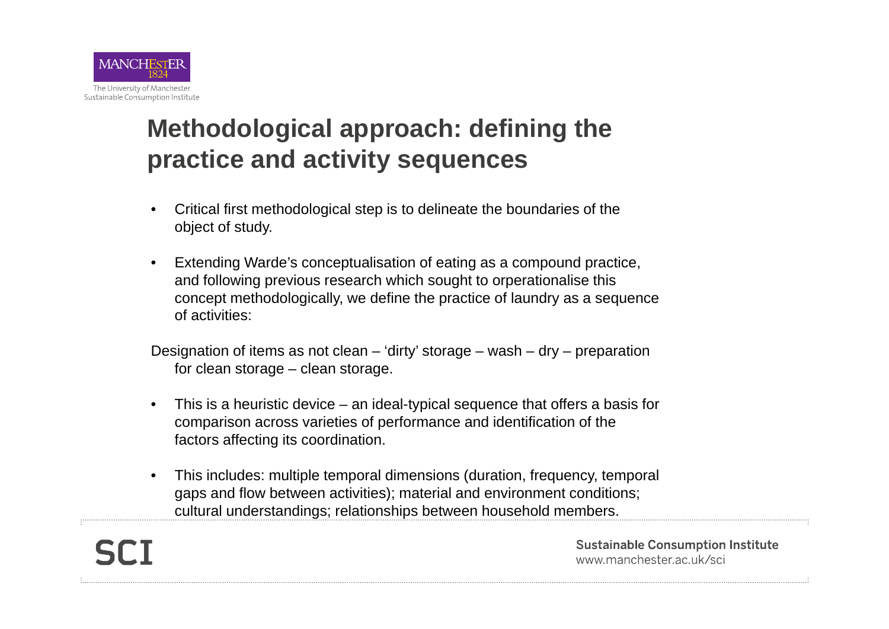# Methodological approach: defining the practice and activity sequences

- Critical first methodological step is to delineate the boundaries of the object of study.
- Extending Warde's conceptualisation of eating as a compound practice, and following previous research which sought to orperationalise this concept methodologically, we define the practice of laundry as a sequence of activities:

Designation of items as not clean – 'dirty' storage – wash – dry – preparation for clean storage – clean storage.

- This is a heuristic device – an ideal-typical sequence that offers a basis for comparison across varieties of performance and identification of the factors affecting its coordination.
- This includes: multiple temporal dimensions (duration, frequency, temporal gaps and flow between activities); material and environment conditions; cultural understandings; relationships between household members.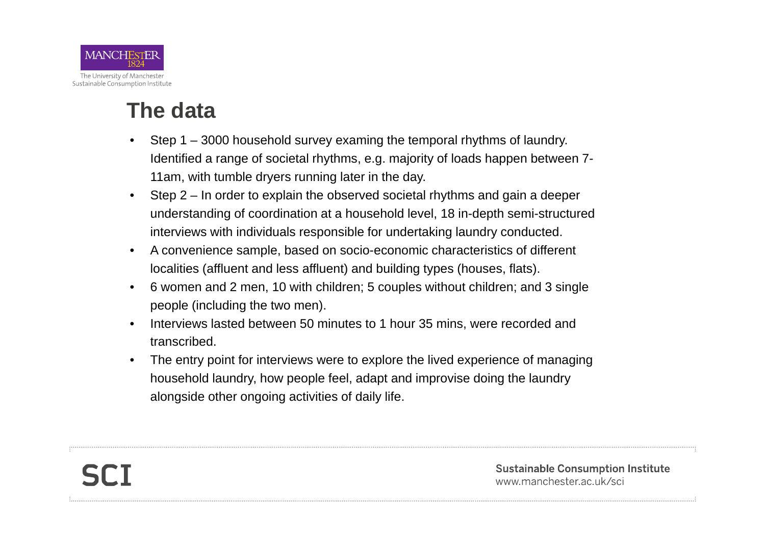## The data

- Step 1 – 3000 household survey examing the temporal rhythms of laundry. Identified a range of societal rhythms, e.g. majority of loads happen between 7-11am, with tumble dryers running later in the day.
- Step 2 – In order to explain the observed societal rhythms and gain a deeper understanding of coordination at a household level, 18 in-depth semi-structured interviews with individuals responsible for undertaking laundry conducted.
- A convenience sample, based on socio-economic characteristics of different localities (affluent and less affluent) and building types (houses, flats).
- 6 women and 2 men, 10 with children; 5 couples without children; and 3 single people (including the two men).
- Interviews lasted between 50 minutes to 1 hour 35 mins, were recorded and transcribed.
- The entry point for interviews were to explore the lived experience of managing household laundry, how people feel, adapt and improvise doing the laundry alongside other ongoing activities of daily life.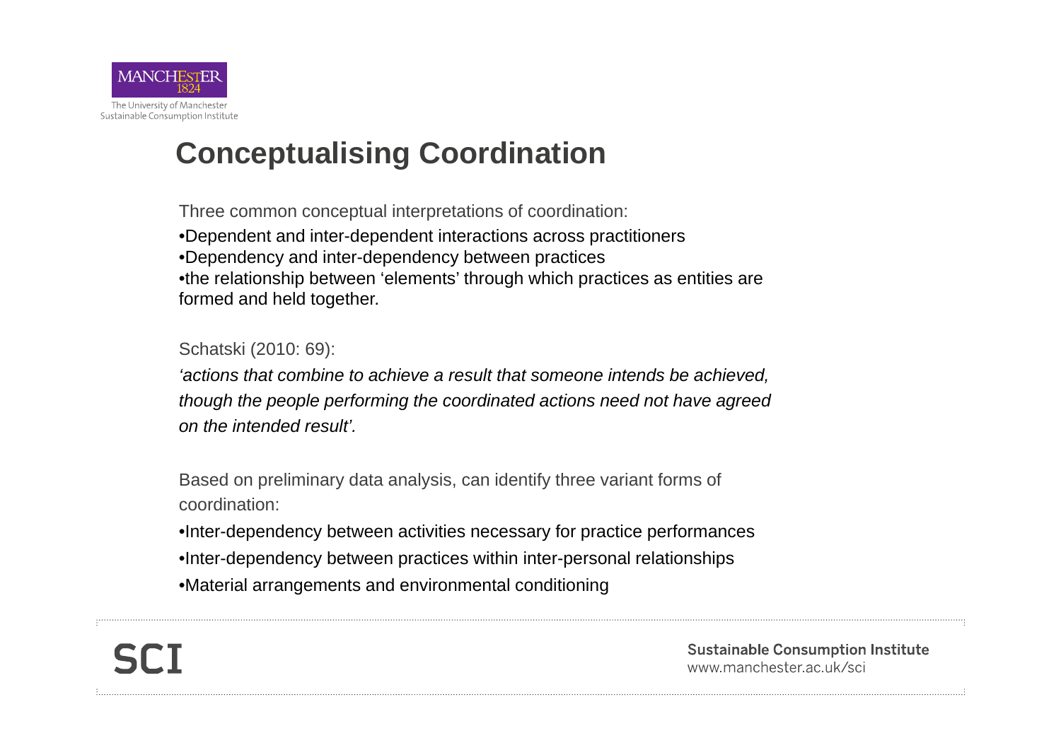# Conceptualising Coordination

Three common conceptual interpretations of coordination:

- Dependent and inter-dependent interactions across practitioners
- Dependency and inter-dependency between practices
- the relationship between 'elements' through which practices as entities are formed and held together.

Schatski (2010: 69):

*'actions that combine to achieve a result that someone intends be achieved, though the people performing the coordinated actions need not have agreed on the intended result'.*

Based on preliminary data analysis, can identify three variant forms of coordination:

- Inter-dependency between activities necessary for practice performances
- Inter-dependency between practices within inter-personal relationships
- Material arrangements and environmental conditioning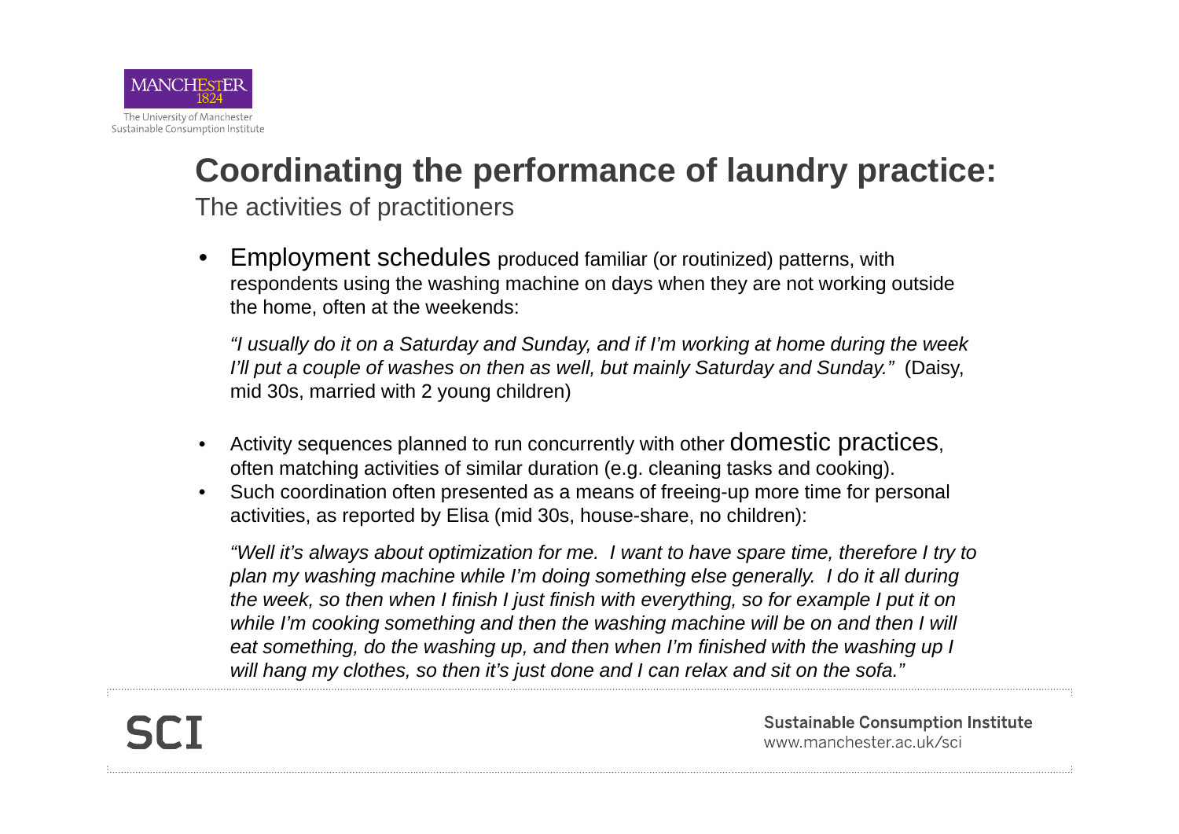# Coordinating the performance of laundry practice:

The activities of practitioners

- Employment schedules produced familiar (or routinized) patterns, with respondents using the washing machine on days when they are not working outside the home, often at the weekends:

  *"I usually do it on a Saturday and Sunday, and if I'm working at home during the week I'll put a couple of washes on then as well, but mainly Saturday and Sunday."* (Daisy, mid 30s, married with 2 young children)

- Activity sequences planned to run concurrently with other domestic practices, often matching activities of similar duration (e.g. cleaning tasks and cooking).
- Such coordination often presented as a means of freeing-up more time for personal activities, as reported by Elisa (mid 30s, house-share, no children):

  *"Well it's always about optimization for me. I want to have spare time, therefore I try to plan my washing machine while I'm doing something else generally. I do it all during the week, so then when I finish I just finish with everything, so for example I put it on while I'm cooking something and then the washing machine will be on and then I will eat something, do the washing up, and then when I'm finished with the washing up I will hang my clothes, so then it's just done and I can relax and sit on the sofa."*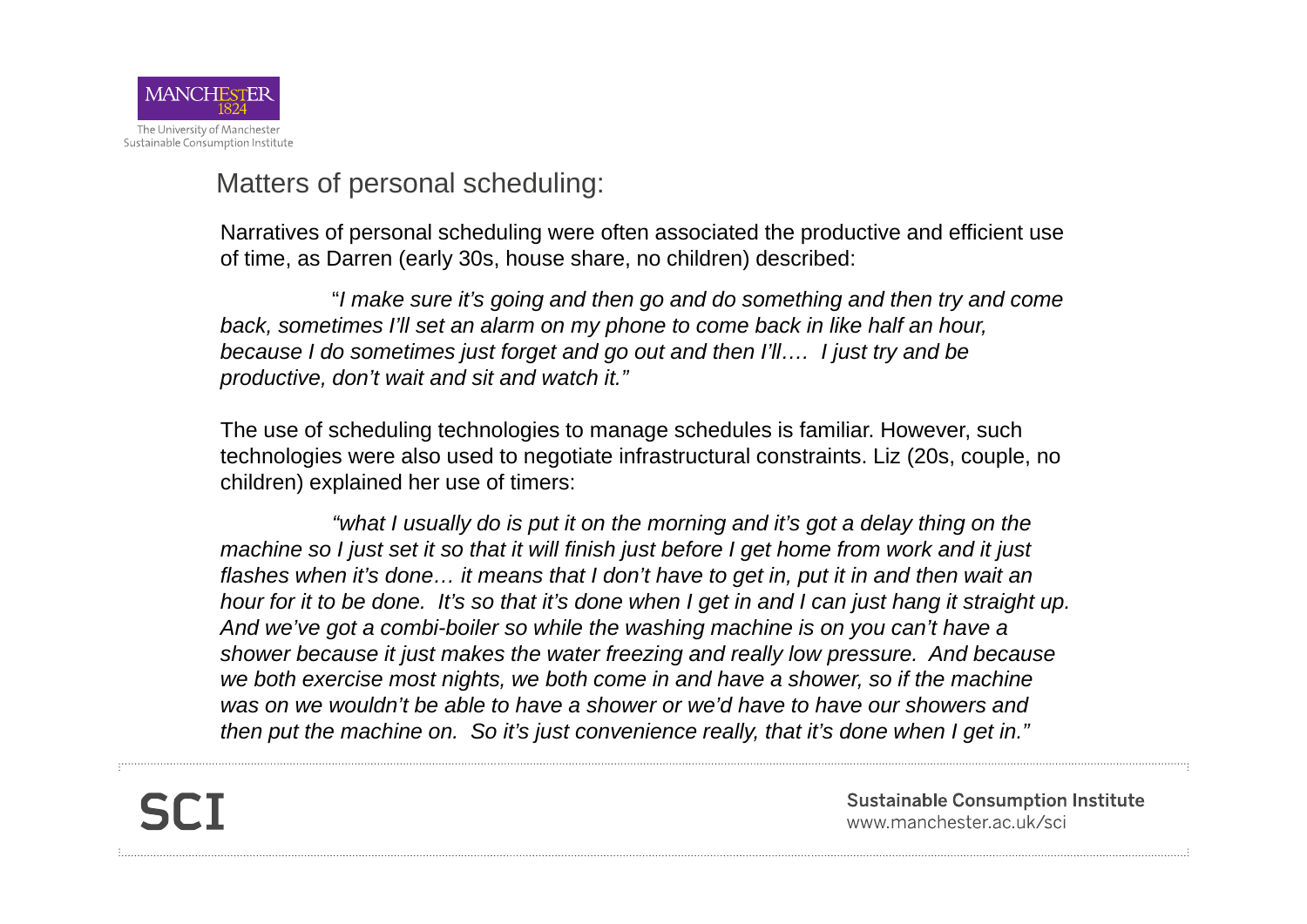## Matters of personal scheduling:

Narratives of personal scheduling were often associated the productive and efficient use of time, as Darren (early 30s, house share, no children) described:

> "*I make sure it's going and then go and do something and then try and come back, sometimes I'll set an alarm on my phone to come back in like half an hour, because I do sometimes just forget and go out and then I'll…. I just try and be productive, don't wait and sit and watch it.*"

The use of scheduling technologies to manage schedules is familiar. However, such technologies were also used to negotiate infrastructural constraints. Liz (20s, couple, no children) explained her use of timers:

> *"what I usually do is put it on the morning and it's got a delay thing on the machine so I just set it so that it will finish just before I get home from work and it just flashes when it's done… it means that I don't have to get in, put it in and then wait an hour for it to be done. It's so that it's done when I get in and I can just hang it straight up. And we've got a combi-boiler so while the washing machine is on you can't have a shower because it just makes the water freezing and really low pressure. And because we both exercise most nights, we both come in and have a shower, so if the machine was on we wouldn't be able to have a shower or we'd have to have our showers and then put the machine on. So it's just convenience really, that it's done when I get in."*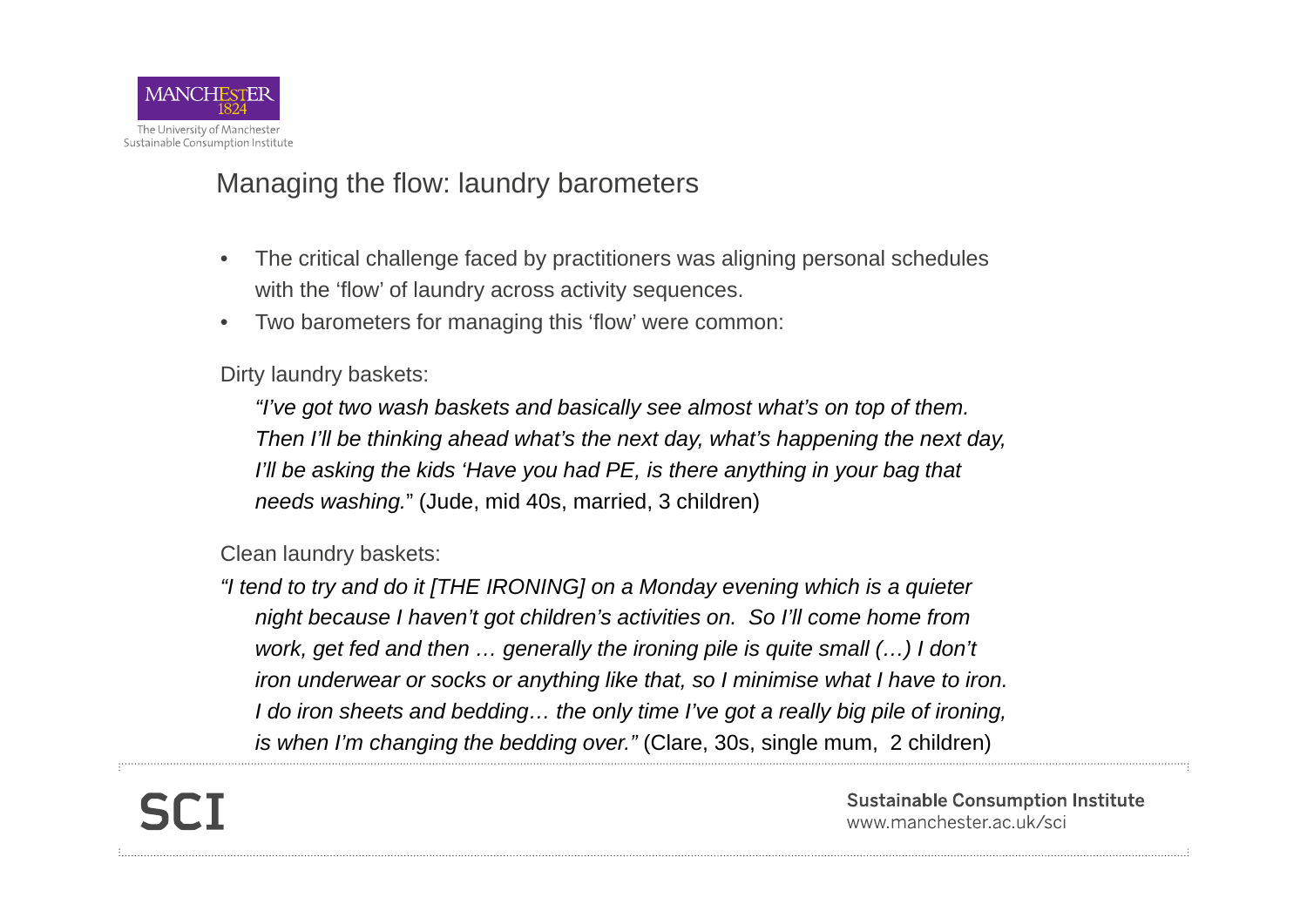## Managing the flow: laundry barometers

- The critical challenge faced by practitioners was aligning personal schedules with the 'flow' of laundry across activity sequences.
- Two barometers for managing this 'flow' were common:

Dirty laundry baskets:

*"I've got two wash baskets and basically see almost what's on top of them. Then I'll be thinking ahead what's the next day, what's happening the next day, I'll be asking the kids 'Have you had PE, is there anything in your bag that needs washing.*" (Jude, mid 40s, married, 3 children)

Clean laundry baskets:

*"I tend to try and do it [THE IRONING] on a Monday evening which is a quieter night because I haven't got children's activities on. So I'll come home from work, get fed and then … generally the ironing pile is quite small (…) I don't iron underwear or socks or anything like that, so I minimise what I have to iron. I do iron sheets and bedding… the only time I've got a really big pile of ironing, is when I'm changing the bedding over."* (Clare, 30s, single mum, 2 children)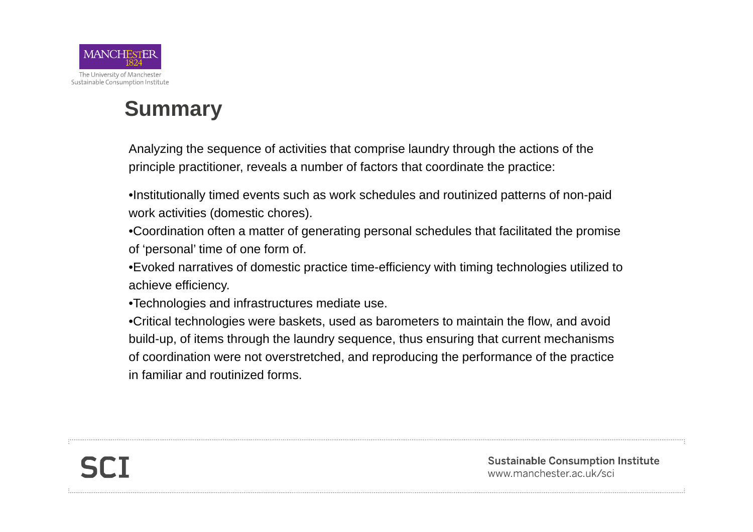## Summary

Analyzing the sequence of activities that comprise laundry through the actions of the principle practitioner, reveals a number of factors that coordinate the practice:

- Institutionally timed events such as work schedules and routinized patterns of non-paid work activities (domestic chores).
- Coordination often a matter of generating personal schedules that facilitated the promise of 'personal' time of one form of.
- Evoked narratives of domestic practice time-efficiency with timing technologies utilized to achieve efficiency.
- Technologies and infrastructures mediate use.
- Critical technologies were baskets, used as barometers to maintain the flow, and avoid build-up, of items through the laundry sequence, thus ensuring that current mechanisms of coordination were not overstretched, and reproducing the performance of the practice in familiar and routinized forms.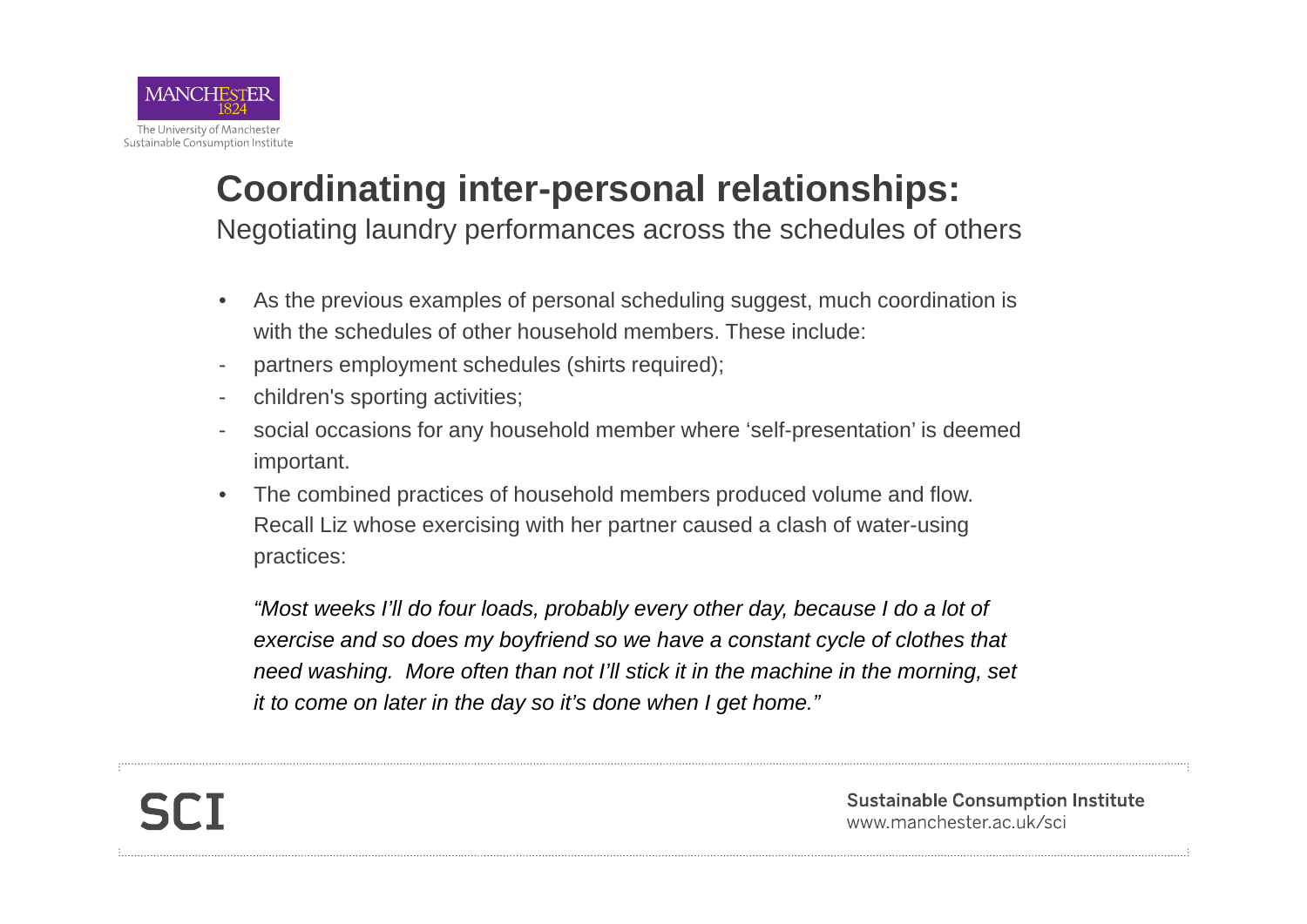# Coordinating inter-personal relationships:

Negotiating laundry performances across the schedules of others

- As the previous examples of personal scheduling suggest, much coordination is with the schedules of other household members. These include:
- partners employment schedules (shirts required);
- children's sporting activities;
- social occasions for any household member where 'self-presentation' is deemed important.
- The combined practices of household members produced volume and flow. Recall Liz whose exercising with her partner caused a clash of water-using practices:

*"Most weeks I'll do four loads, probably every other day, because I do a lot of exercise and so does my boyfriend so we have a constant cycle of clothes that need washing. More often than not I'll stick it in the machine in the morning, set it to come on later in the day so it's done when I get home."*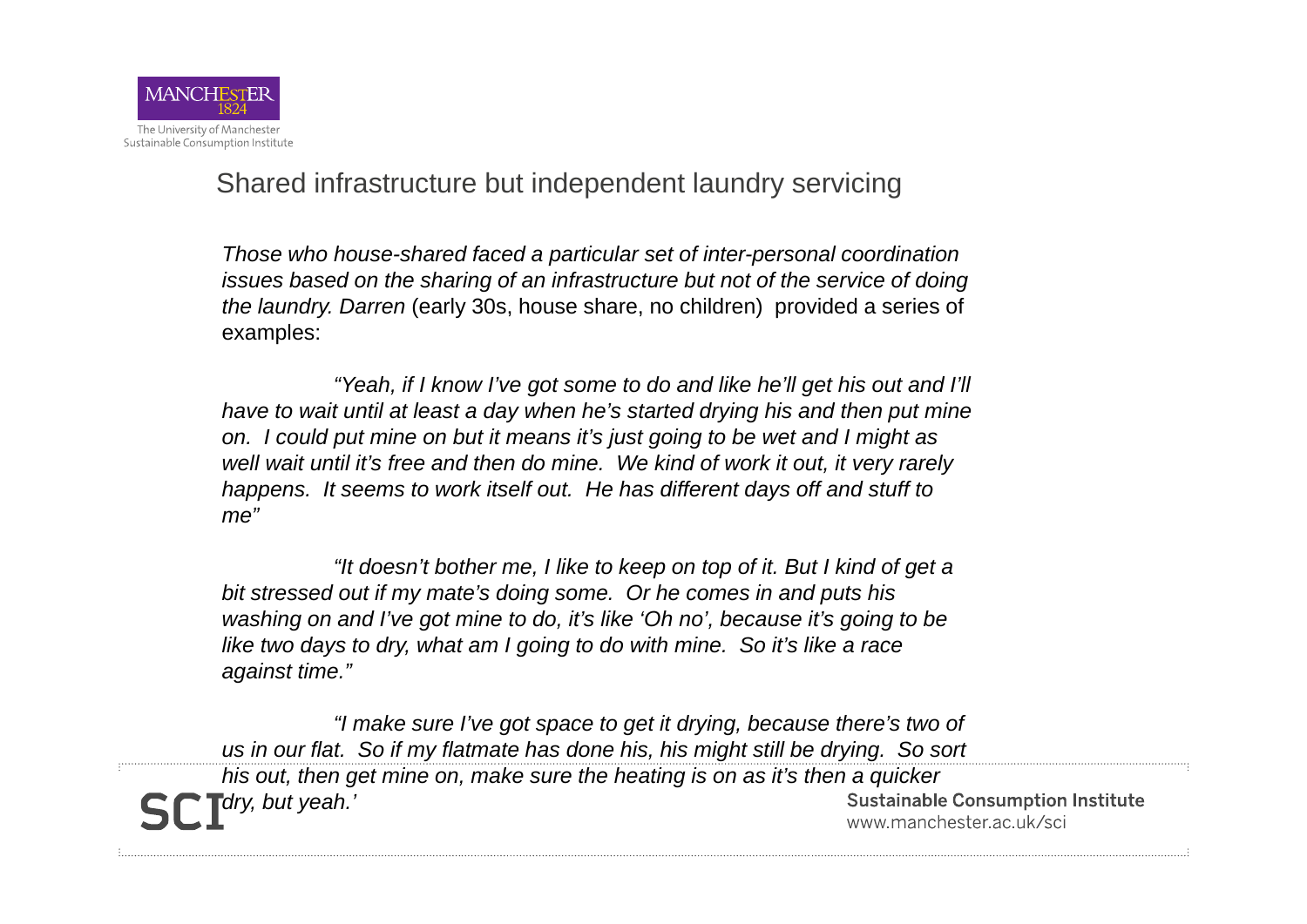## Shared infrastructure but independent laundry servicing

*Those who house-shared faced a particular set of inter-personal coordination issues based on the sharing of an infrastructure but not of the service of doing the laundry. Darren* (early 30s, house share, no children) provided a series of examples:

*"Yeah, if I know I've got some to do and like he'll get his out and I'll have to wait until at least a day when he's started drying his and then put mine on. I could put mine on but it means it's just going to be wet and I might as well wait until it's free and then do mine. We kind of work it out, it very rarely happens. It seems to work itself out. He has different days off and stuff to me"*

*"It doesn't bother me, I like to keep on top of it. But I kind of get a bit stressed out if my mate's doing some. Or he comes in and puts his washing on and I've got mine to do, it's like 'Oh no', because it's going to be like two days to dry, what am I going to do with mine. So it's like a race against time."*

*"I make sure I've got space to get it drying, because there's two of us in our flat. So if my flatmate has done his, his might still be drying. So sort his out, then get mine on, make sure the heating is on as it's then a quicker dry, but yeah.'*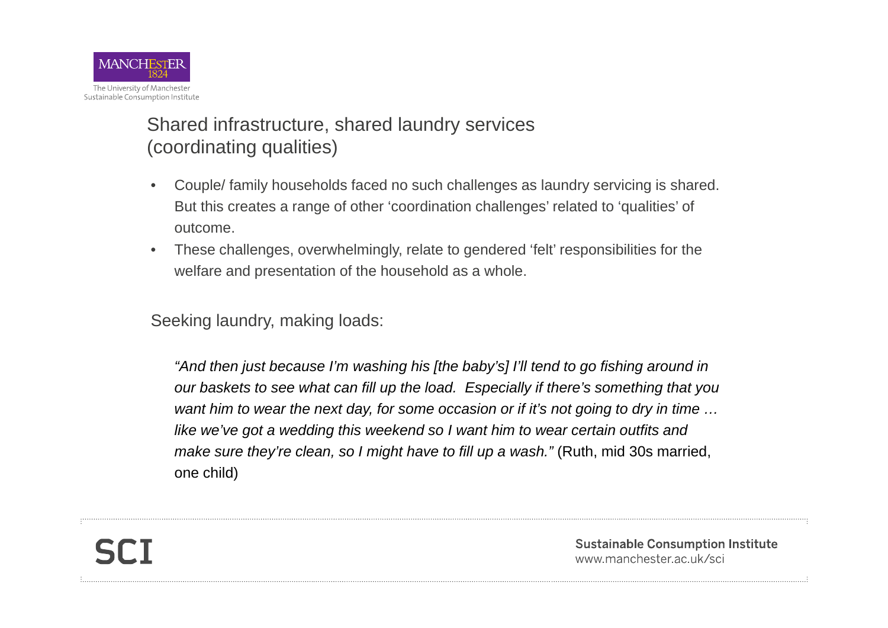## Shared infrastructure, shared laundry services (coordinating qualities)

- Couple/ family households faced no such challenges as laundry servicing is shared. But this creates a range of other 'coordination challenges' related to 'qualities' of outcome.
- These challenges, overwhelmingly, relate to gendered 'felt' responsibilities for the welfare and presentation of the household as a whole.

Seeking laundry, making loads:

*"And then just because I'm washing his [the baby's] I'll tend to go fishing around in our baskets to see what can fill up the load. Especially if there's something that you want him to wear the next day, for some occasion or if it's not going to dry in time … like we've got a wedding this weekend so I want him to wear certain outfits and make sure they're clean, so I might have to fill up a wash."* (Ruth, mid 30s married, one child)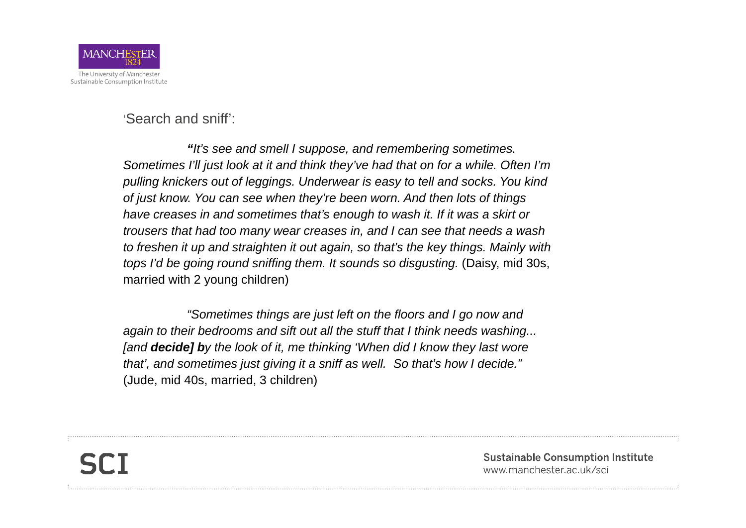'Search and sniff':

*"It's see and smell I suppose, and remembering sometimes. Sometimes I'll just look at it and think they've had that on for a while. Often I'm pulling knickers out of leggings. Underwear is easy to tell and socks. You kind of just know. You can see when they're been worn. And then lots of things have creases in and sometimes that's enough to wash it. If it was a skirt or trousers that had too many wear creases in, and I can see that needs a wash to freshen it up and straighten it out again, so that's the key things. Mainly with tops I'd be going round sniffing them. It sounds so disgusting.* (Daisy, mid 30s, married with 2 young children)

*"Sometimes things are just left on the floors and I go now and again to their bedrooms and sift out all the stuff that I think needs washing... [and **decide] b**y the look of it, me thinking 'When did I know they last wore that', and sometimes just giving it a sniff as well. So that's how I decide."* (Jude, mid 40s, married, 3 children)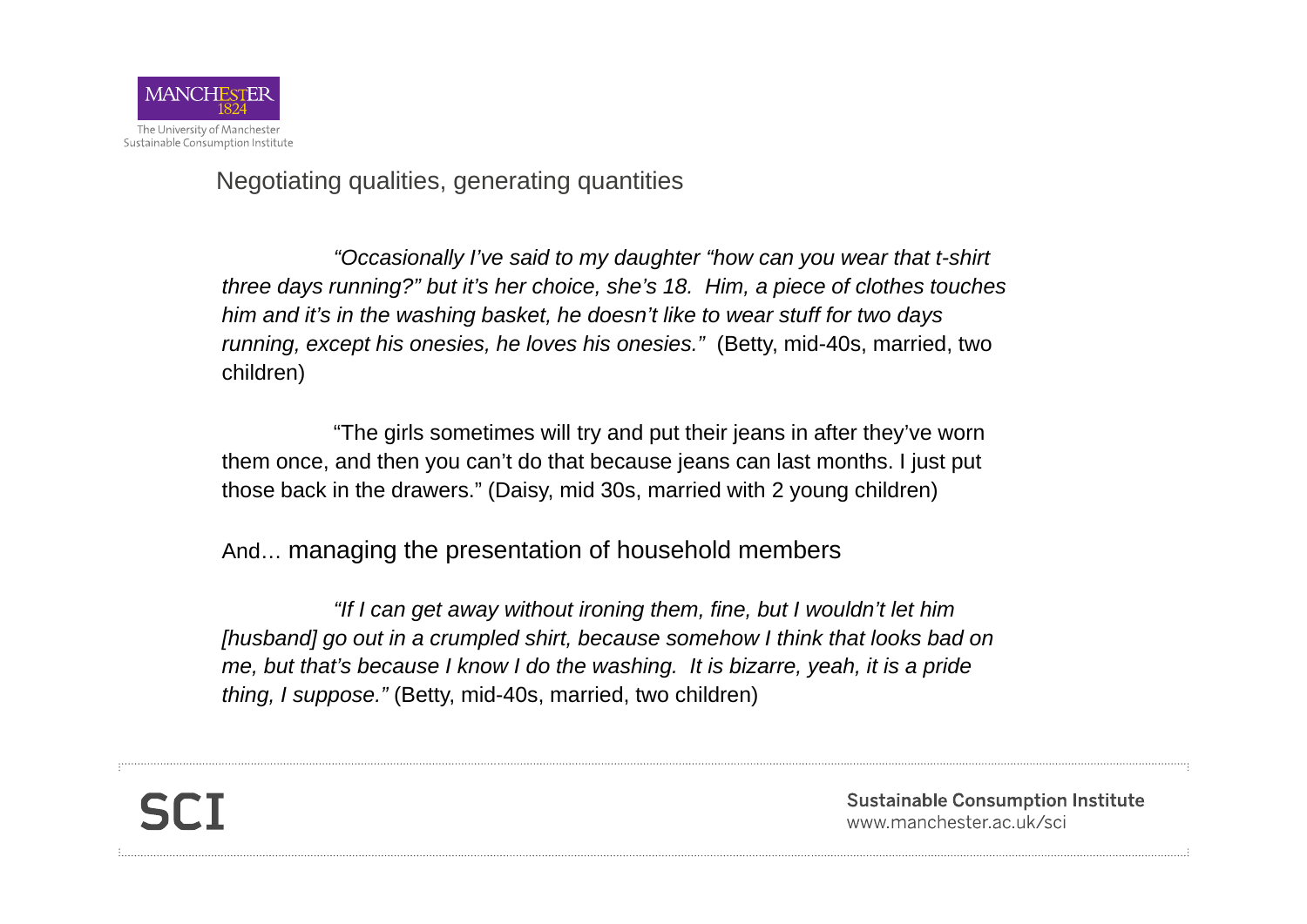## Negotiating qualities, generating quantities

*"Occasionally I've said to my daughter "how can you wear that t-shirt three days running?" but it's her choice, she's 18. Him, a piece of clothes touches him and it's in the washing basket, he doesn't like to wear stuff for two days running, except his onesies, he loves his onesies."* (Betty, mid-40s, married, two children)

"The girls sometimes will try and put their jeans in after they've worn them once, and then you can't do that because jeans can last months. I just put those back in the drawers." (Daisy, mid 30s, married with 2 young children)

And… managing the presentation of household members

*"If I can get away without ironing them, fine, but I wouldn't let him [husband] go out in a crumpled shirt, because somehow I think that looks bad on me, but that's because I know I do the washing. It is bizarre, yeah, it is a pride thing, I suppose."* (Betty, mid-40s, married, two children)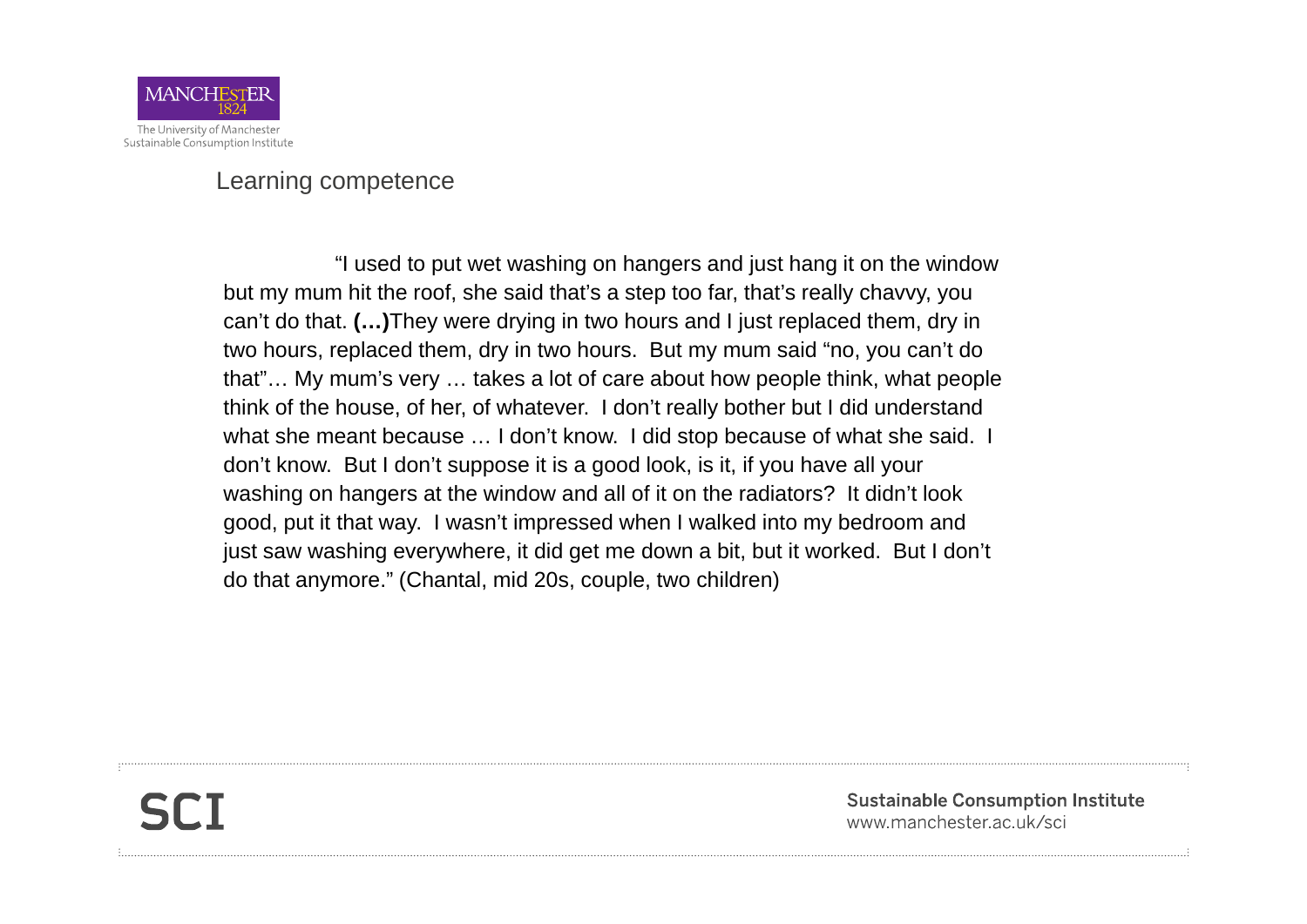## Learning competence

"I used to put wet washing on hangers and just hang it on the window but my mum hit the roof, she said that's a step too far, that's really chavvy, you can't do that. **(…)**They were drying in two hours and I just replaced them, dry in two hours, replaced them, dry in two hours. But my mum said "no, you can't do that"… My mum's very … takes a lot of care about how people think, what people think of the house, of her, of whatever. I don't really bother but I did understand what she meant because … I don't know. I did stop because of what she said. I don't know. But I don't suppose it is a good look, is it, if you have all your washing on hangers at the window and all of it on the radiators? It didn't look good, put it that way. I wasn't impressed when I walked into my bedroom and just saw washing everywhere, it did get me down a bit, but it worked. But I don't do that anymore." (Chantal, mid 20s, couple, two children)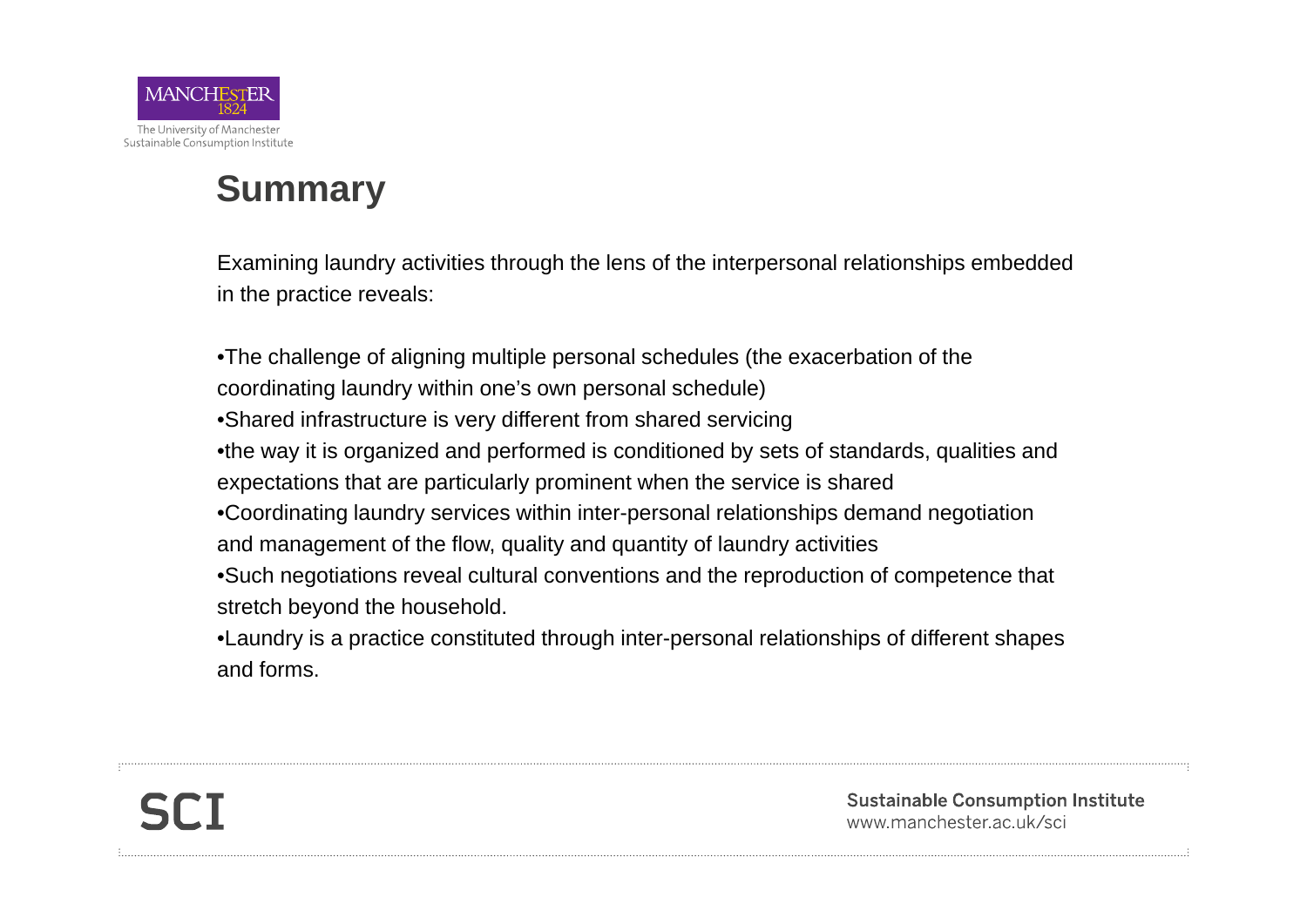## Summary

Examining laundry activities through the lens of the interpersonal relationships embedded in the practice reveals:

- The challenge of aligning multiple personal schedules (the exacerbation of the coordinating laundry within one's own personal schedule)
- Shared infrastructure is very different from shared servicing
- the way it is organized and performed is conditioned by sets of standards, qualities and expectations that are particularly prominent when the service is shared
- Coordinating laundry services within inter-personal relationships demand negotiation and management of the flow, quality and quantity of laundry activities
- Such negotiations reveal cultural conventions and the reproduction of competence that stretch beyond the household.
- Laundry is a practice constituted through inter-personal relationships of different shapes and forms.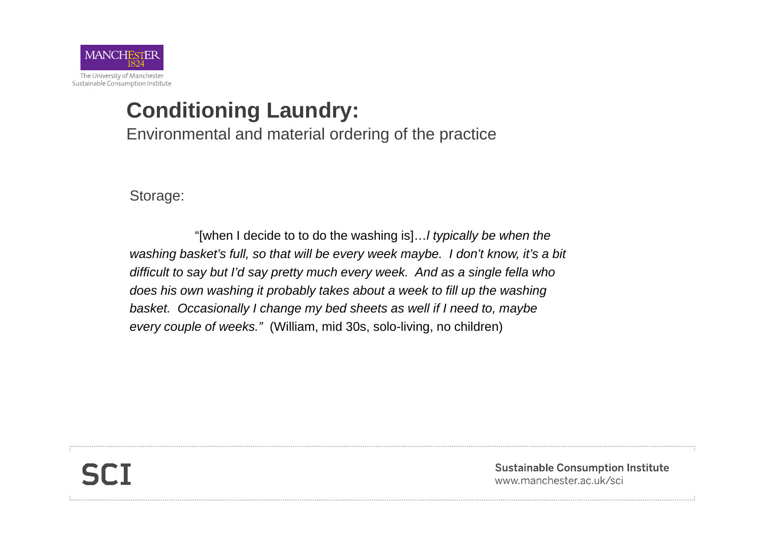# Conditioning Laundry:

Environmental and material ordering of the practice

Storage:

"[when I decide to to do the washing is]…*I typically be when the washing basket's full, so that will be every week maybe. I don't know, it's a bit difficult to say but I'd say pretty much every week. And as a single fella who does his own washing it probably takes about a week to fill up the washing basket. Occasionally I change my bed sheets as well if I need to, maybe every couple of weeks."* (William, mid 30s, solo-living, no children)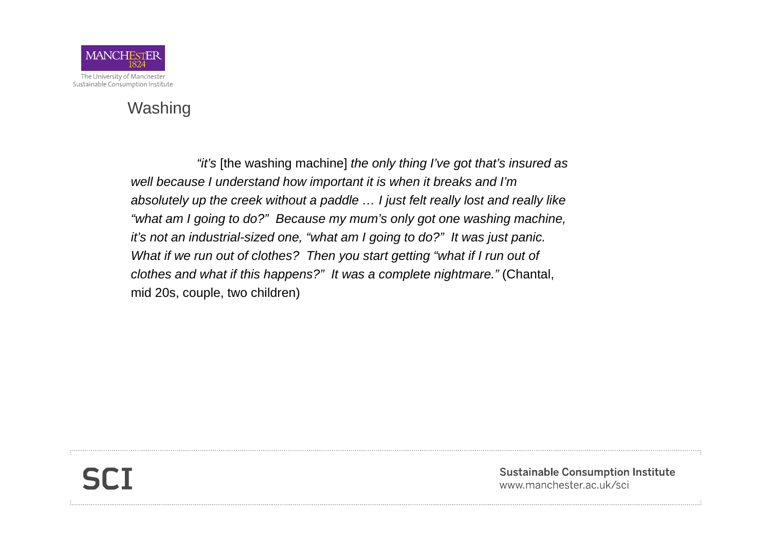# Washing

*"it's* [the washing machine] *the only thing I've got that's insured as well because I understand how important it is when it breaks and I'm absolutely up the creek without a paddle … I just felt really lost and really like "what am I going to do?" Because my mum's only got one washing machine, it's not an industrial-sized one, "what am I going to do?" It was just panic. What if we run out of clothes? Then you start getting "what if I run out of clothes and what if this happens?" It was a complete nightmare."* (Chantal, mid 20s, couple, two children)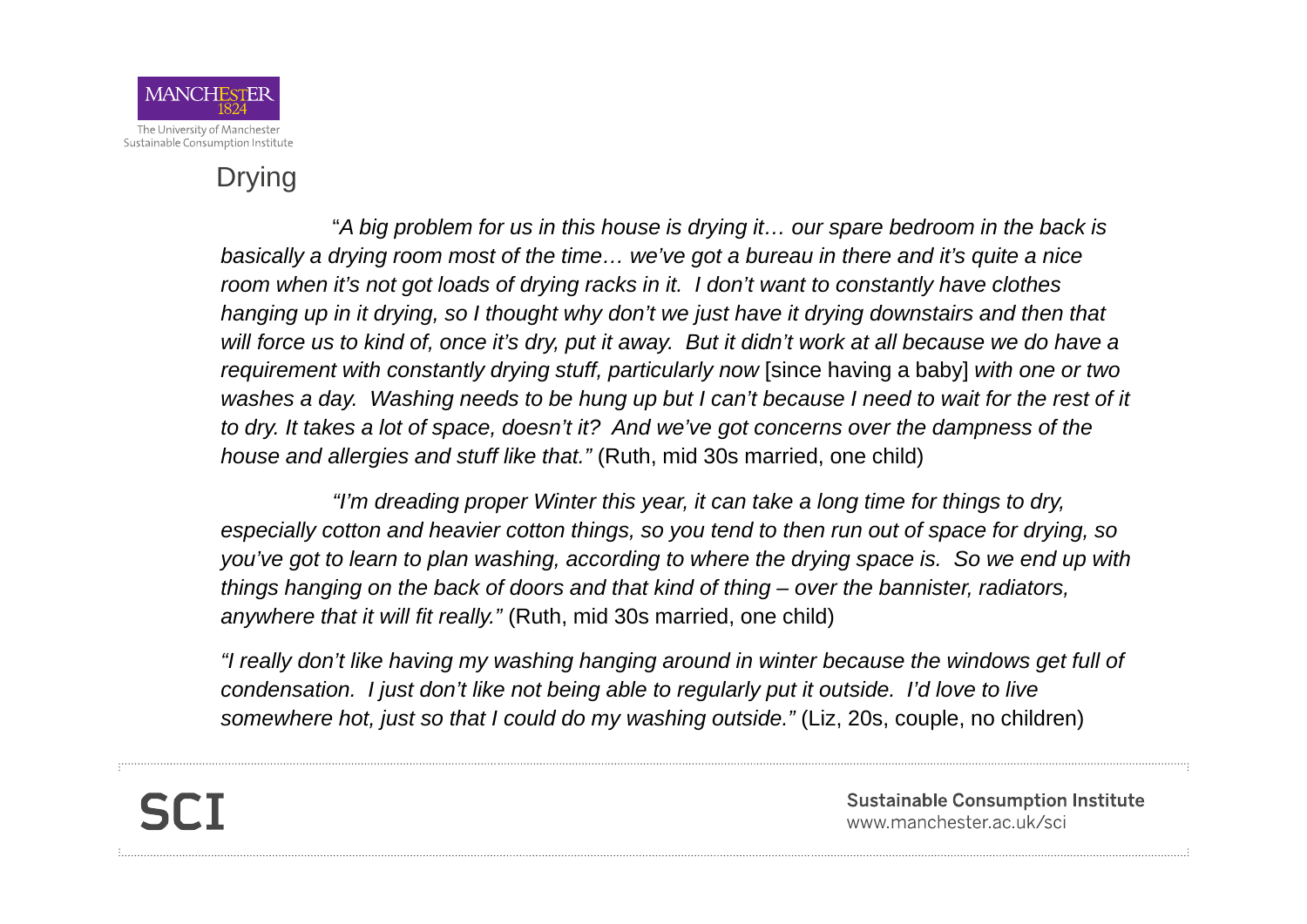## Drying

"*A big problem for us in this house is drying it… our spare bedroom in the back is basically a drying room most of the time… we've got a bureau in there and it's quite a nice room when it's not got loads of drying racks in it. I don't want to constantly have clothes hanging up in it drying, so I thought why don't we just have it drying downstairs and then that will force us to kind of, once it's dry, put it away. But it didn't work at all because we do have a requirement with constantly drying stuff, particularly now* [since having a baby] *with one or two washes a day. Washing needs to be hung up but I can't because I need to wait for the rest of it to dry. It takes a lot of space, doesn't it? And we've got concerns over the dampness of the house and allergies and stuff like that."* (Ruth, mid 30s married, one child)

*"I'm dreading proper Winter this year, it can take a long time for things to dry, especially cotton and heavier cotton things, so you tend to then run out of space for drying, so you've got to learn to plan washing, according to where the drying space is. So we end up with things hanging on the back of doors and that kind of thing – over the bannister, radiators, anywhere that it will fit really."* (Ruth, mid 30s married, one child)

*"I really don't like having my washing hanging around in winter because the windows get full of condensation. I just don't like not being able to regularly put it outside. I'd love to live somewhere hot, just so that I could do my washing outside."* (Liz, 20s, couple, no children)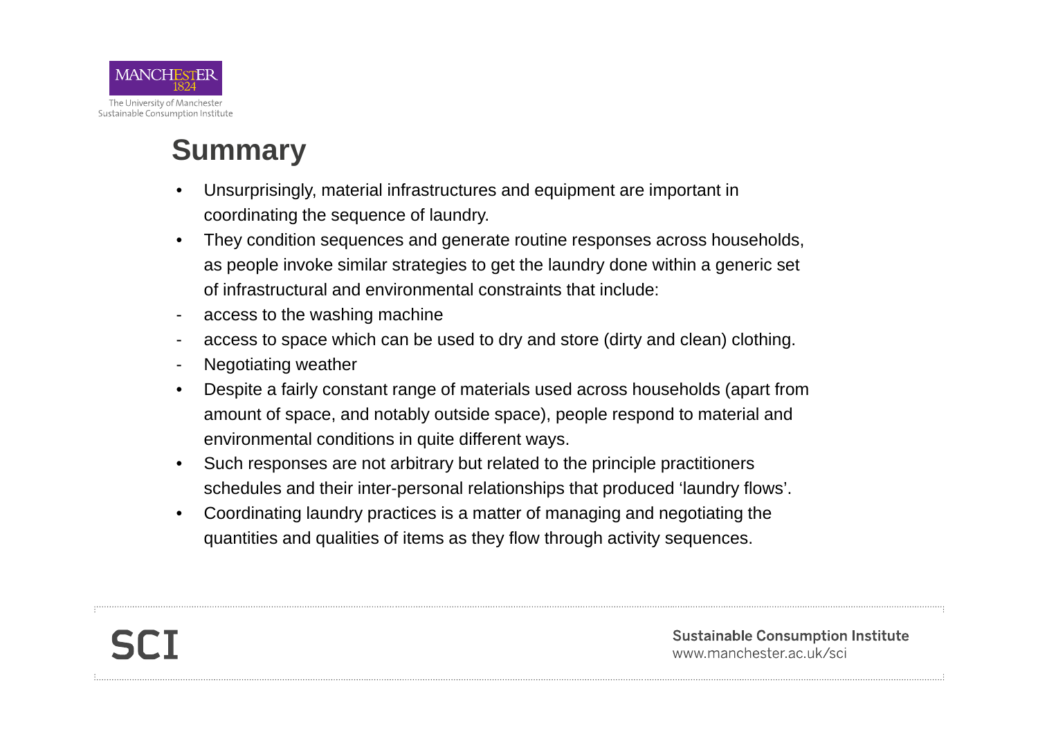## Summary

- Unsurprisingly, material infrastructures and equipment are important in coordinating the sequence of laundry.
- They condition sequences and generate routine responses across households, as people invoke similar strategies to get the laundry done within a generic set of infrastructural and environmental constraints that include:
  - access to the washing machine
  - access to space which can be used to dry and store (dirty and clean) clothing.
  - Negotiating weather
- Despite a fairly constant range of materials used across households (apart from amount of space, and notably outside space), people respond to material and environmental conditions in quite different ways.
- Such responses are not arbitrary but related to the principle practitioners schedules and their inter-personal relationships that produced 'laundry flows'.
- Coordinating laundry practices is a matter of managing and negotiating the quantities and qualities of items as they flow through activity sequences.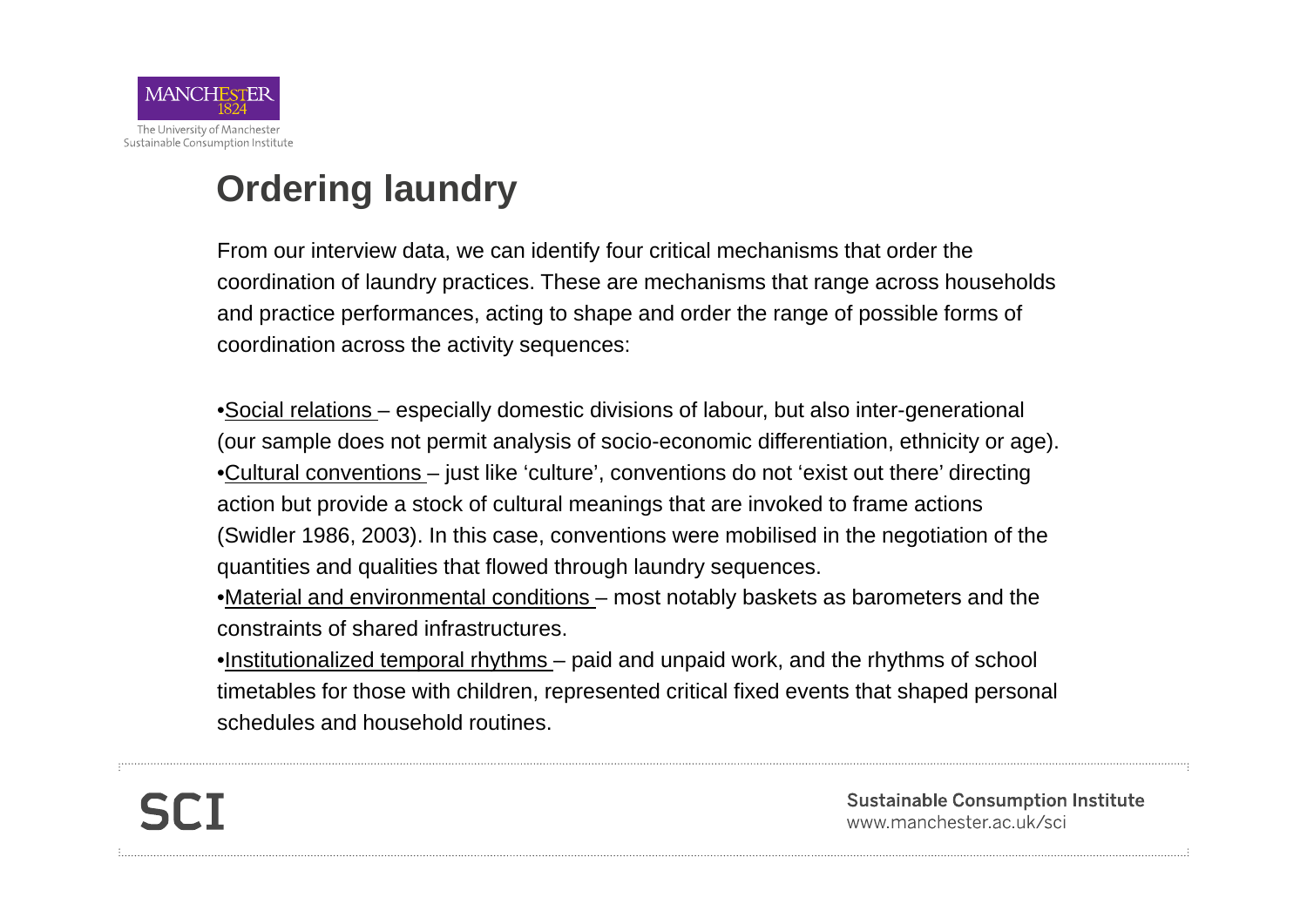# Ordering laundry

From our interview data, we can identify four critical mechanisms that order the coordination of laundry practices. These are mechanisms that range across households and practice performances, acting to shape and order the range of possible forms of coordination across the activity sequences:

- Social relations – especially domestic divisions of labour, but also inter-generational (our sample does not permit analysis of socio-economic differentiation, ethnicity or age).
- Cultural conventions – just like 'culture', conventions do not 'exist out there' directing action but provide a stock of cultural meanings that are invoked to frame actions (Swidler 1986, 2003). In this case, conventions were mobilised in the negotiation of the quantities and qualities that flowed through laundry sequences.
- Material and environmental conditions – most notably baskets as barometers and the constraints of shared infrastructures.
- Institutionalized temporal rhythms – paid and unpaid work, and the rhythms of school timetables for those with children, represented critical fixed events that shaped personal schedules and household routines.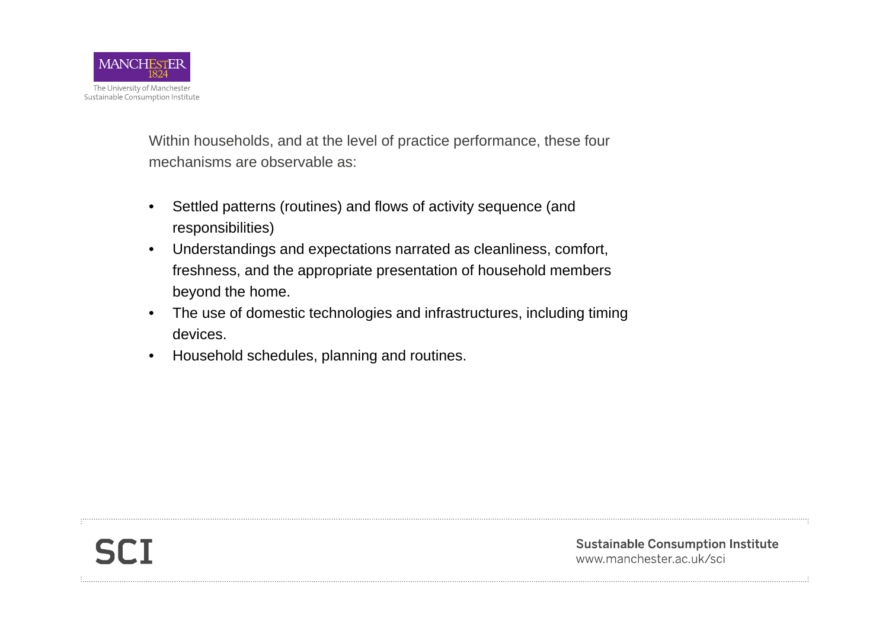Within households, and at the level of practice performance, these four mechanisms are observable as:

- Settled patterns (routines) and flows of activity sequence (and responsibilities)
- Understandings and expectations narrated as cleanliness, comfort, freshness, and the appropriate presentation of household members beyond the home.
- The use of domestic technologies and infrastructures, including timing devices.
- Household schedules, planning and routines.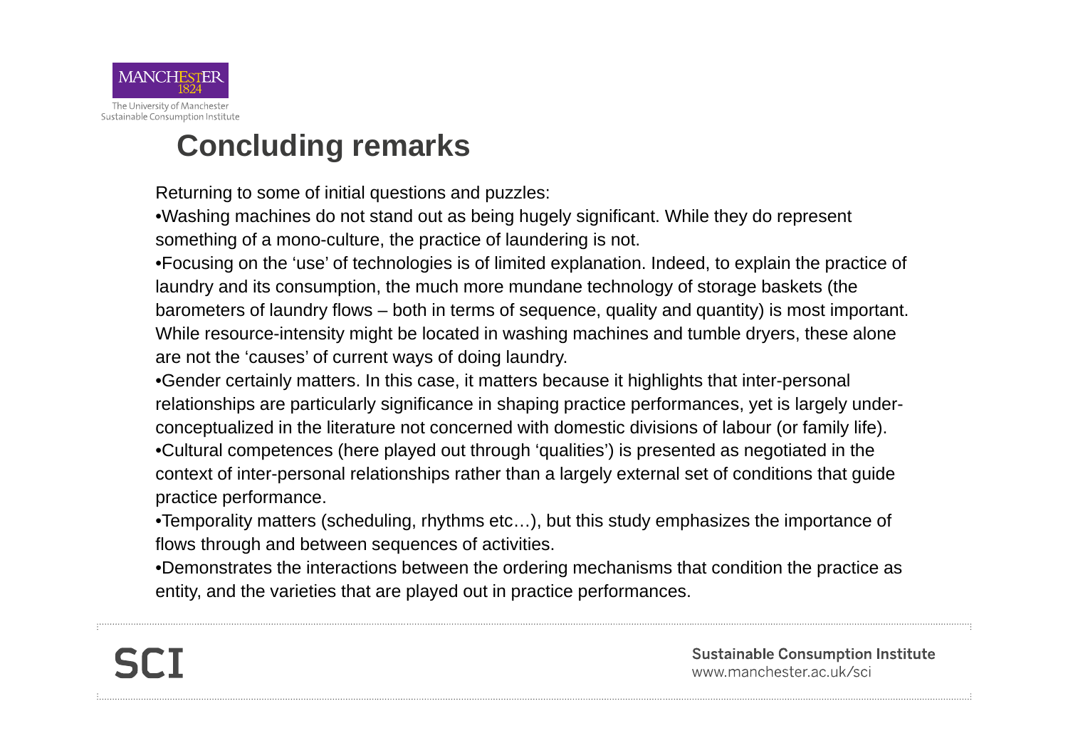## Concluding remarks

Returning to some of initial questions and puzzles:

- Washing machines do not stand out as being hugely significant. While they do represent something of a mono-culture, the practice of laundering is not.
- Focusing on the 'use' of technologies is of limited explanation. Indeed, to explain the practice of laundry and its consumption, the much more mundane technology of storage baskets (the barometers of laundry flows – both in terms of sequence, quality and quantity) is most important. While resource-intensity might be located in washing machines and tumble dryers, these alone are not the 'causes' of current ways of doing laundry.
- Gender certainly matters. In this case, it matters because it highlights that inter-personal relationships are particularly significance in shaping practice performances, yet is largely under-conceptualized in the literature not concerned with domestic divisions of labour (or family life).
- Cultural competences (here played out through 'qualities') is presented as negotiated in the context of inter-personal relationships rather than a largely external set of conditions that guide practice performance.
- Temporality matters (scheduling, rhythms etc…), but this study emphasizes the importance of flows through and between sequences of activities.
- Demonstrates the interactions between the ordering mechanisms that condition the practice as entity, and the varieties that are played out in practice performances.